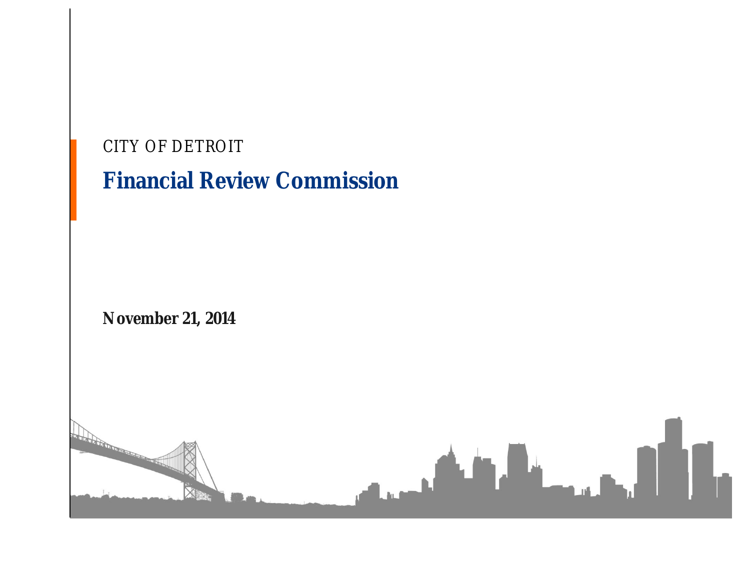CITY OF DETROIT

# Financial Review Commission

**November 21, 2014**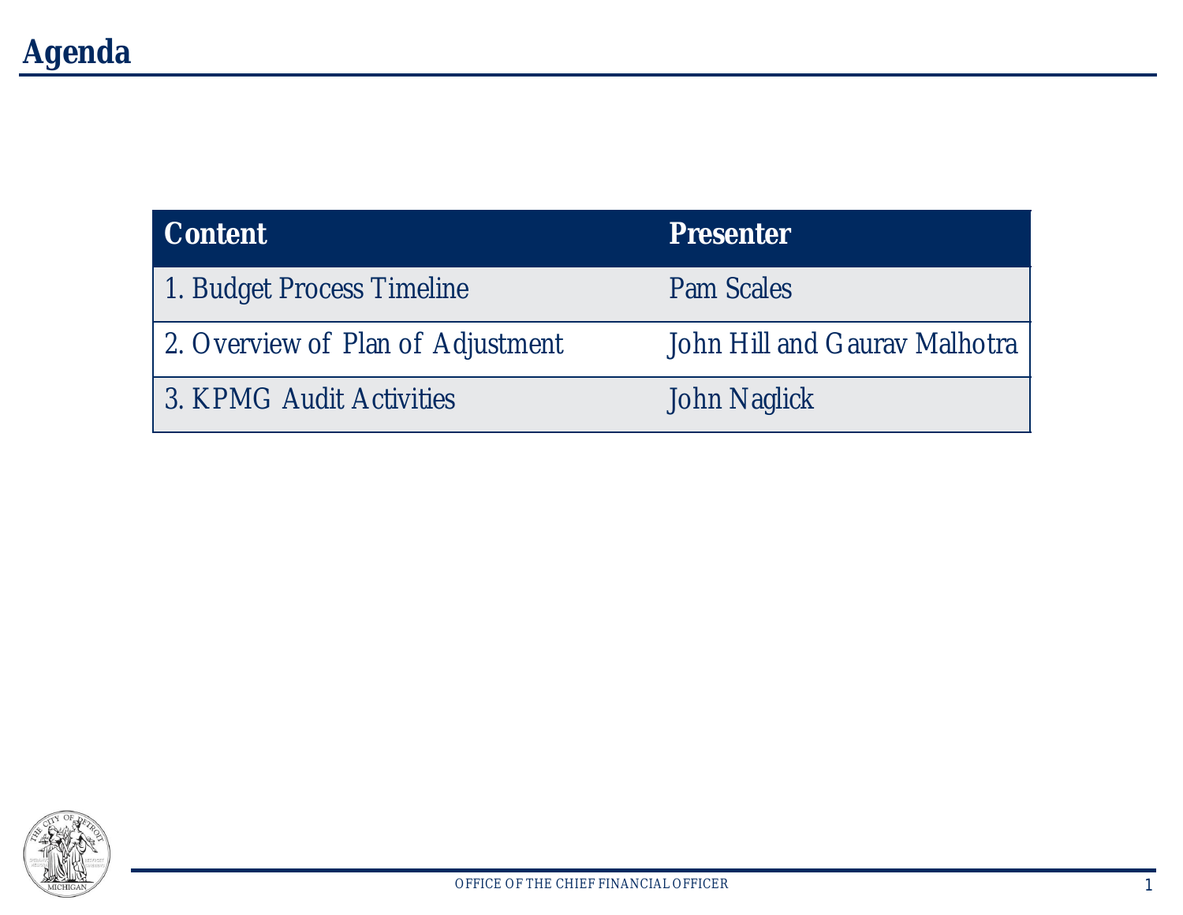# Agenda

| Content | Presenter |
| --- | --- |
| 1. Budget Process Timeline | Pam Scales |
| 2. Overview of Plan of Adjustment | John Hill and Gaurav Malhotra |
| 3. KPMG Audit Activities | John Naglick |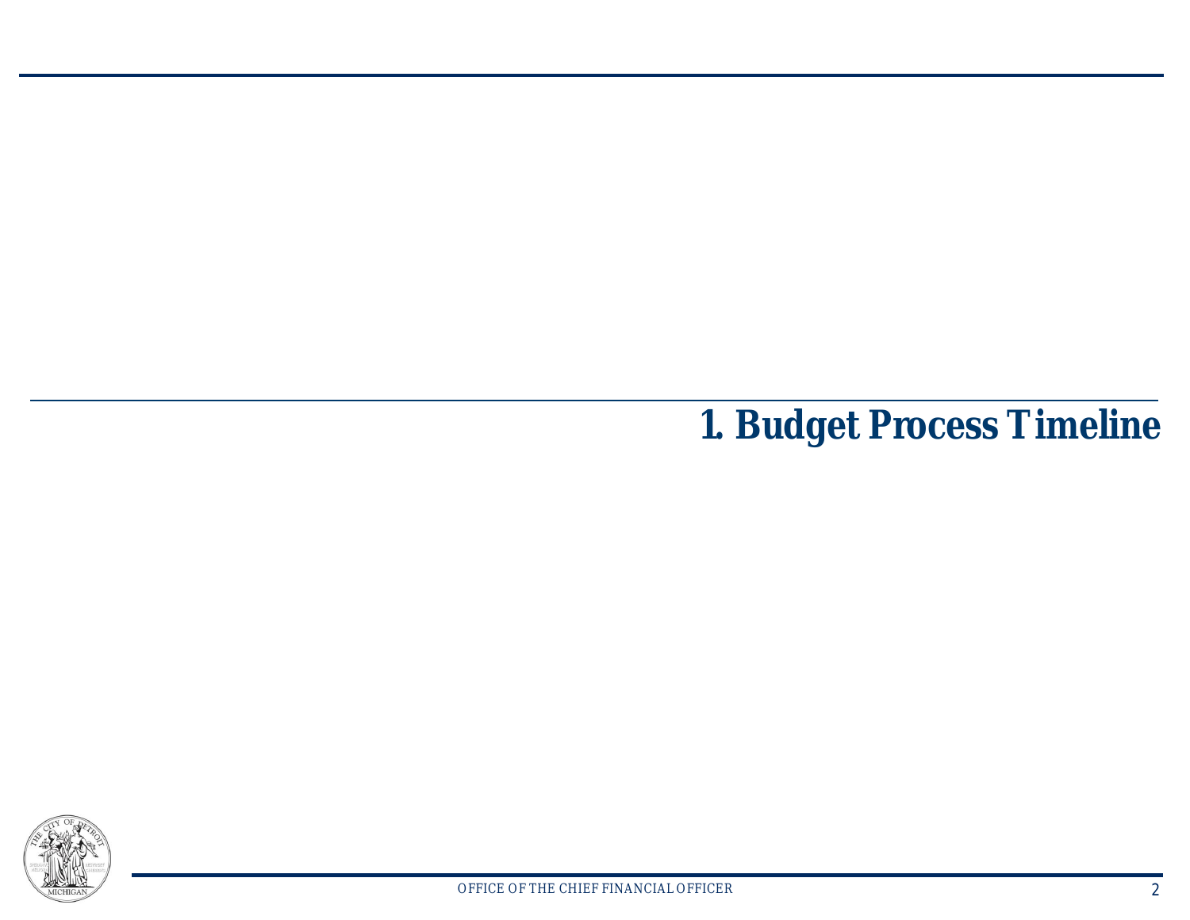# 1. Budget Process Timeline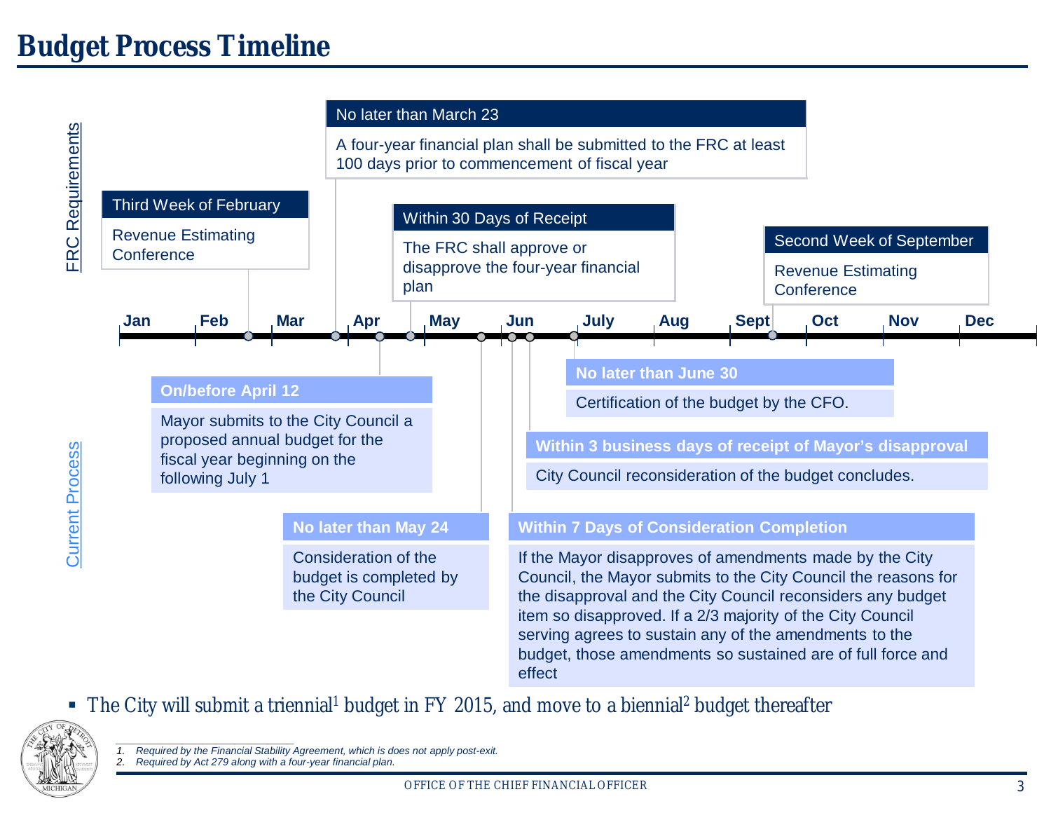# Budget Process Timeline

## FRC Requirements

**Third Week of February**

Revenue Estimating Conference

**No later than March 23**

A four-year financial plan shall be submitted to the FRC at least 100 days prior to commencement of fiscal year

**Within 30 Days of Receipt**

The FRC shall approve or disapprove the four-year financial plan

**Second Week of September**

Revenue Estimating Conference

Jan | Feb | Mar | Apr | May | Jun | July | Aug | Sept | Oct | Nov | Dec

## Current Process

**On/before April 12**

Mayor submits to the City Council a proposed annual budget for the fiscal year beginning on the following July 1

**No later than May 24**

Consideration of the budget is completed by the City Council

**Within 7 Days of Consideration Completion**

If the Mayor disapproves of amendments made by the City Council, the Mayor submits to the City Council the reasons for the disapproval and the City Council reconsiders any budget item so disapproved. If a 2/3 majority of the City Council serving agrees to sustain any of the amendments to the budget, those amendments so sustained are of full force and effect

**Within 3 business days of receipt of Mayor's disapproval**

City Council reconsideration of the budget concludes.

**No later than June 30**

Certification of the budget by the CFO.

- The City will submit a triennial[1] budget in FY 2015, and move to a biennial[2] budget thereafter

---

1. *Required by the Financial Stability Agreement, which is does not apply post-exit.*
2. *Required by Act 279 along with a four-year financial plan.*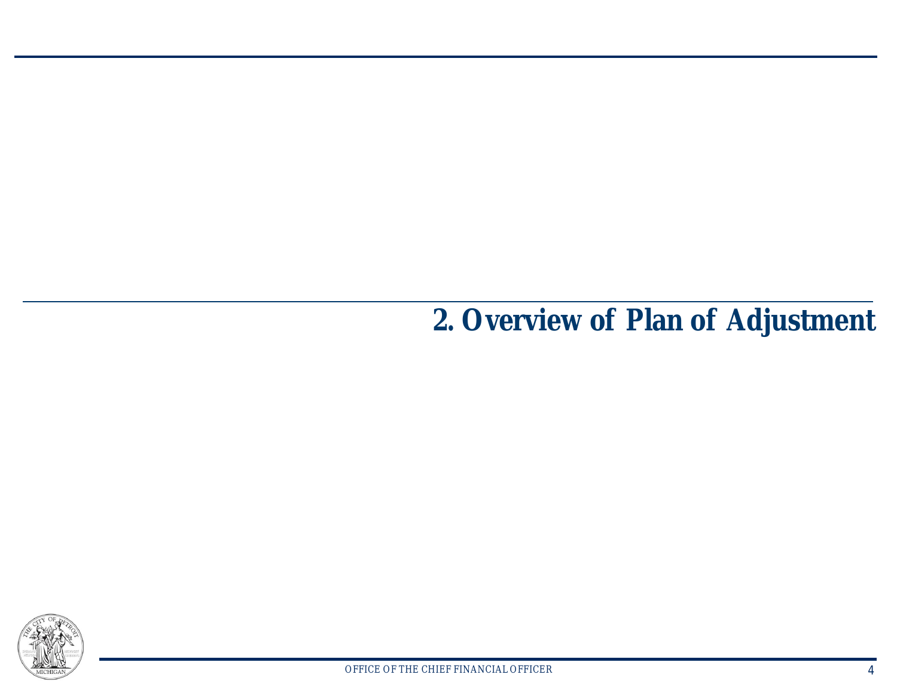# 2. Overview of Plan of Adjustment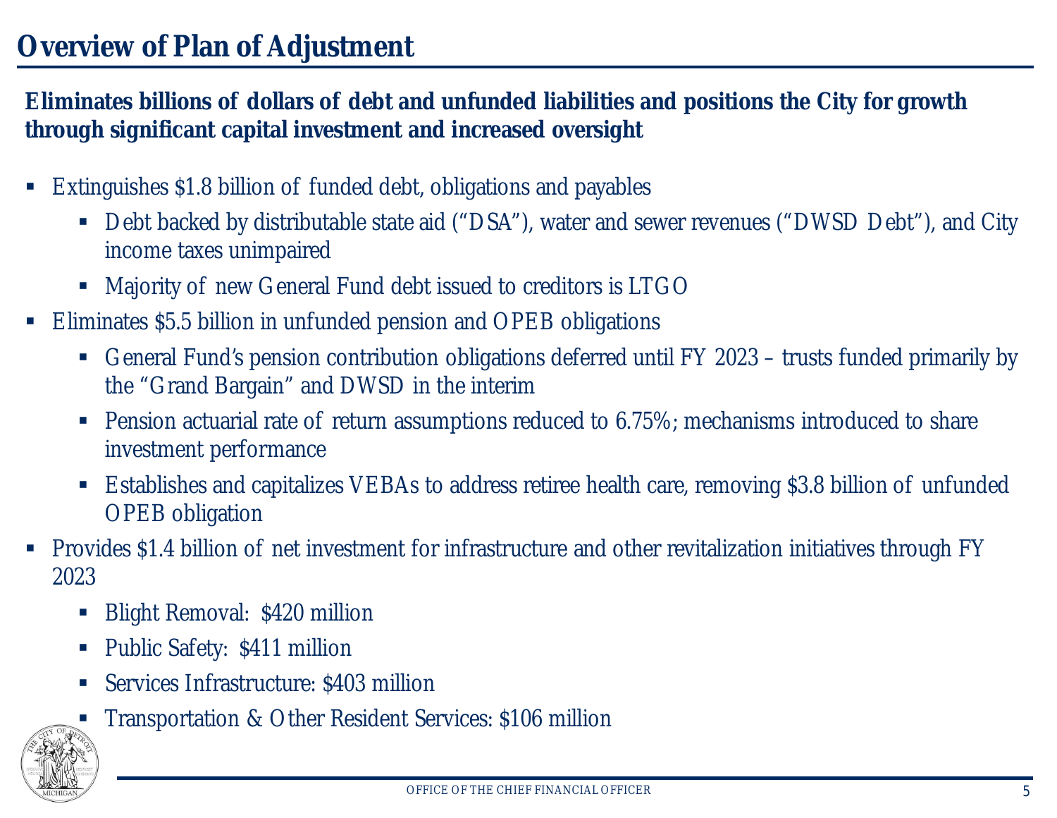# Overview of Plan of Adjustment

**Eliminates billions of dollars of debt and unfunded liabilities and positions the City for growth through significant capital investment and increased oversight**

- Extinguishes $1.8 billion of funded debt, obligations and payables
  - Debt backed by distributable state aid ("DSA"), water and sewer revenues ("DWSD Debt"), and City income taxes unimpaired
  - Majority of new General Fund debt issued to creditors is LTGO
- Eliminates $5.5 billion in unfunded pension and OPEB obligations
  - General Fund's pension contribution obligations deferred until FY 2023 – trusts funded primarily by the "Grand Bargain" and DWSD in the interim
  - Pension actuarial rate of return assumptions reduced to 6.75%; mechanisms introduced to share investment performance
  - Establishes and capitalizes VEBAs to address retiree health care, removing $3.8 billion of unfunded OPEB obligation
- Provides $1.4 billion of net investment for infrastructure and other revitalization initiatives through FY 2023
  - Blight Removal: $420 million
  - Public Safety: $411 million
  - Services Infrastructure: $403 million
  - Transportation & Other Resident Services: $106 million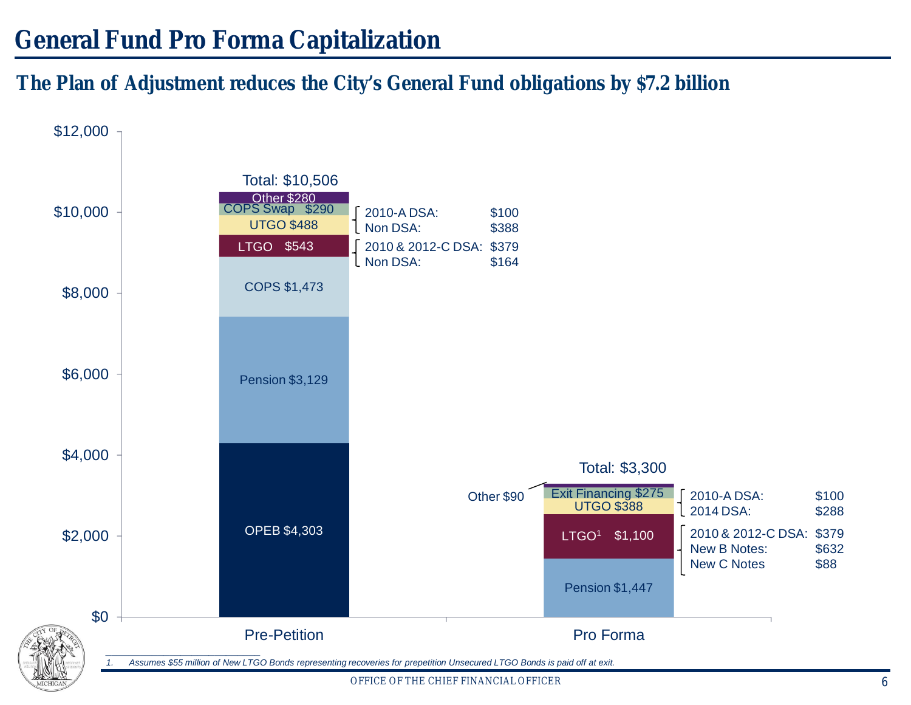# General Fund Pro Forma Capitalization

## The Plan of Adjustment reduces the City's General Fund obligations by $7.2 billion

| Component | Pre-Petition | Pro Forma |
|---|---|---|
| OPEB | $4,303 | |
| Pension | $3,129 | $1,447 |
| COPS | $1,473 | |
| LTGO | $543 | $1,100 [1] |
| UTGO | $488 | $388 |
| COPS Swap | $290 | |
| Exit Financing | | $275 |
| Other | $280 | $90 |
| **Total** | **$10,506** | **$3,300** |

Pre-Petition detail:

- UTGO $488: 2010-A DSA: $100; Non DSA: $388
- LTGO $543: 2010 & 2012-C DSA: $379; Non DSA: $164

Pro Forma detail:

- UTGO $388: 2010-A DSA: $100; 2014 DSA: $288
- LTGO $1,100: 2010 & 2012-C DSA: $379; New B Notes: $632; New C Notes: $88

1. Assumes $55 million of New LTGO Bonds representing recoveries for prepetition Unsecured LTGO Bonds is paid off at exit.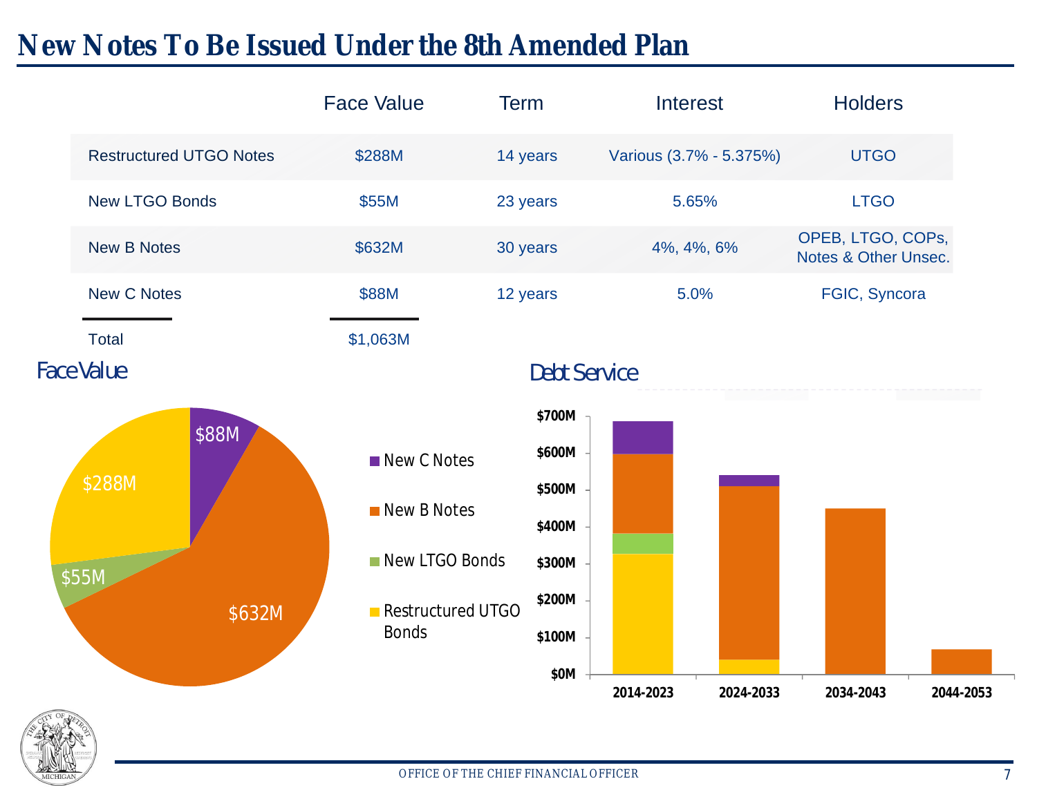# New Notes To Be Issued Under the 8th Amended Plan

| | Face Value | Term | Interest | Holders |
|---|---|---|---|---|
| Restructured UTGO Notes | $288M | 14 years | Various (3.7% - 5.375%) | UTGO |
| New LTGO Bonds | $55M | 23 years | 5.65% | LTGO |
| New B Notes | $632M | 30 years | 4%, 4%, 6% | OPEB, LTGO, COPs, Notes & Other Unsec. |
| New C Notes | $88M | 12 years | 5.0% | FGIC, Syncora |
| Total | $1,063M | | | |

## Face Value

- New C Notes: $88M
- New B Notes: $632M
- New LTGO Bonds: $55M
- Restructured UTGO Bonds: $288M

## Debt Service

Periods: 2014-2023, 2024-2033, 2034-2043, 2044-2053 (scale $0M – $700M)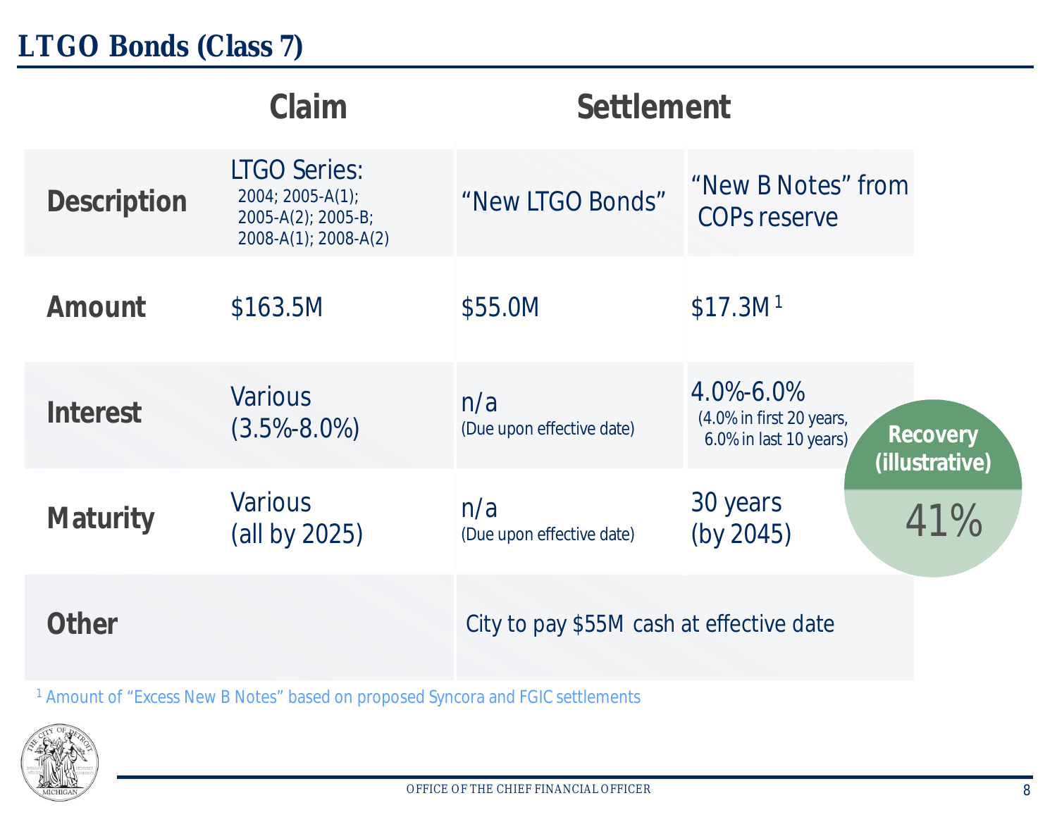# LTGO Bonds (Class 7)

| | Claim | Settlement | |
|---|---|---|---|
| **Description** | LTGO Series: 2004; 2005-A(1); 2005-A(2); 2005-B; 2008-A(1); 2008-A(2) | "New LTGO Bonds" | "New B Notes" from COPs reserve |
| **Amount** | $163.5M | $55.0M | $17.3M [1] |
| **Interest** | Various (3.5%-8.0%) | n/a (Due upon effective date) | 4.0%-6.0% (4.0% in first 20 years, 6.0% in last 10 years) |
| **Maturity** | Various (all by 2025) | n/a (Due upon effective date) | 30 years (by 2045) |
| **Other** | | City to pay $55M cash at effective date | |

**Recovery (illustrative)**

41%

[1] Amount of "Excess New B Notes" based on proposed Syncora and FGIC settlements

OFFICE OF THE CHIEF FINANCIAL OFFICER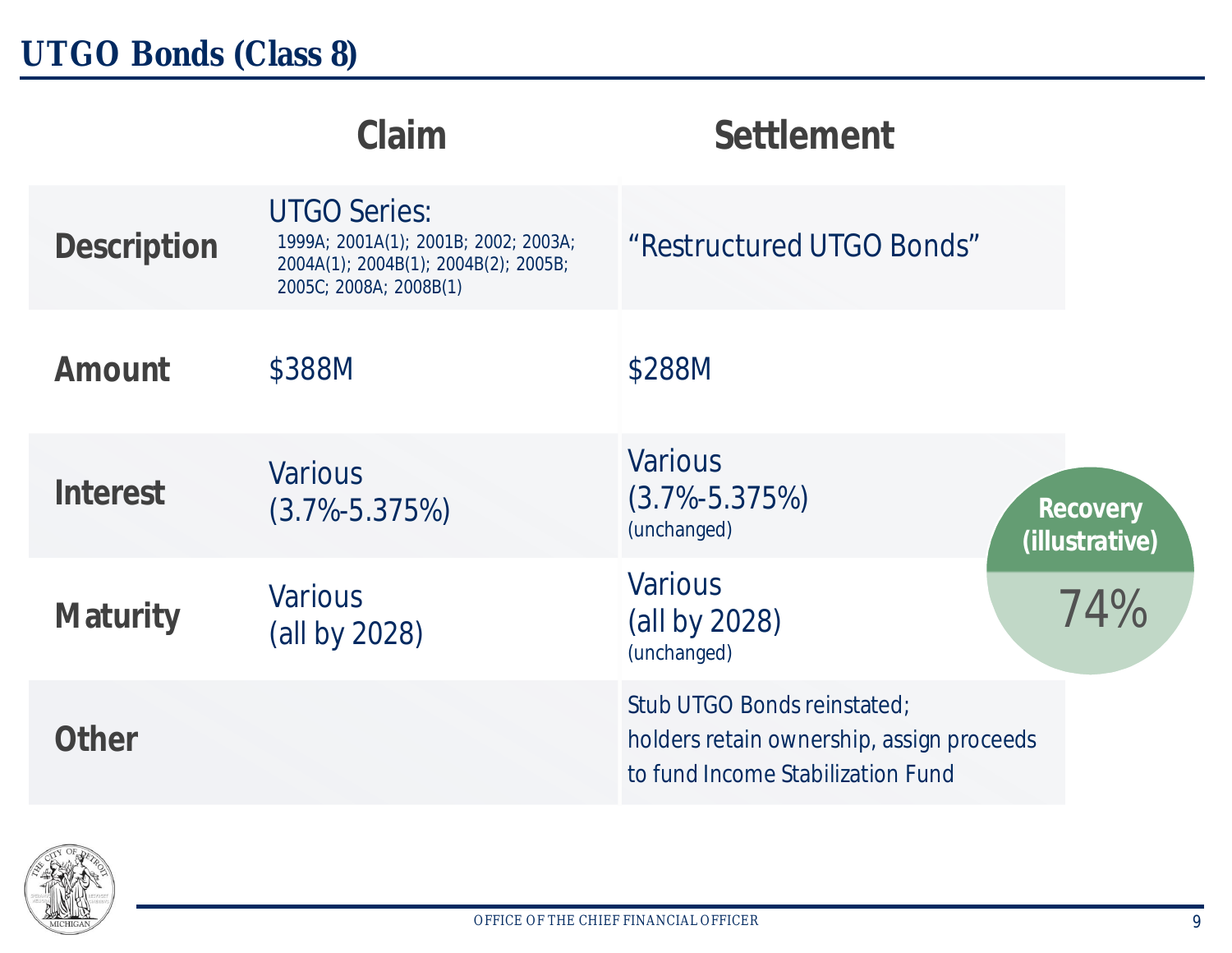# UTGO Bonds (Class 8)

| | Claim | Settlement |
|---|---|---|
| **Description** | UTGO Series: 1999A; 2001A(1); 2001B; 2002; 2003A; 2004A(1); 2004B(1); 2004B(2); 2005B; 2005C; 2008A; 2008B(1) | "Restructured UTGO Bonds" |
| **Amount** | $388M | $288M |
| **Interest** | Various (3.7%-5.375%) | Various (3.7%-5.375%) (unchanged) |
| **Maturity** | Various (all by 2028) | Various (all by 2028) (unchanged) |
| **Other** | | Stub UTGO Bonds reinstated; holders retain ownership, assign proceeds to fund Income Stabilization Fund |

**Recovery (illustrative)**

74%

OFFICE OF THE CHIEF FINANCIAL OFFICER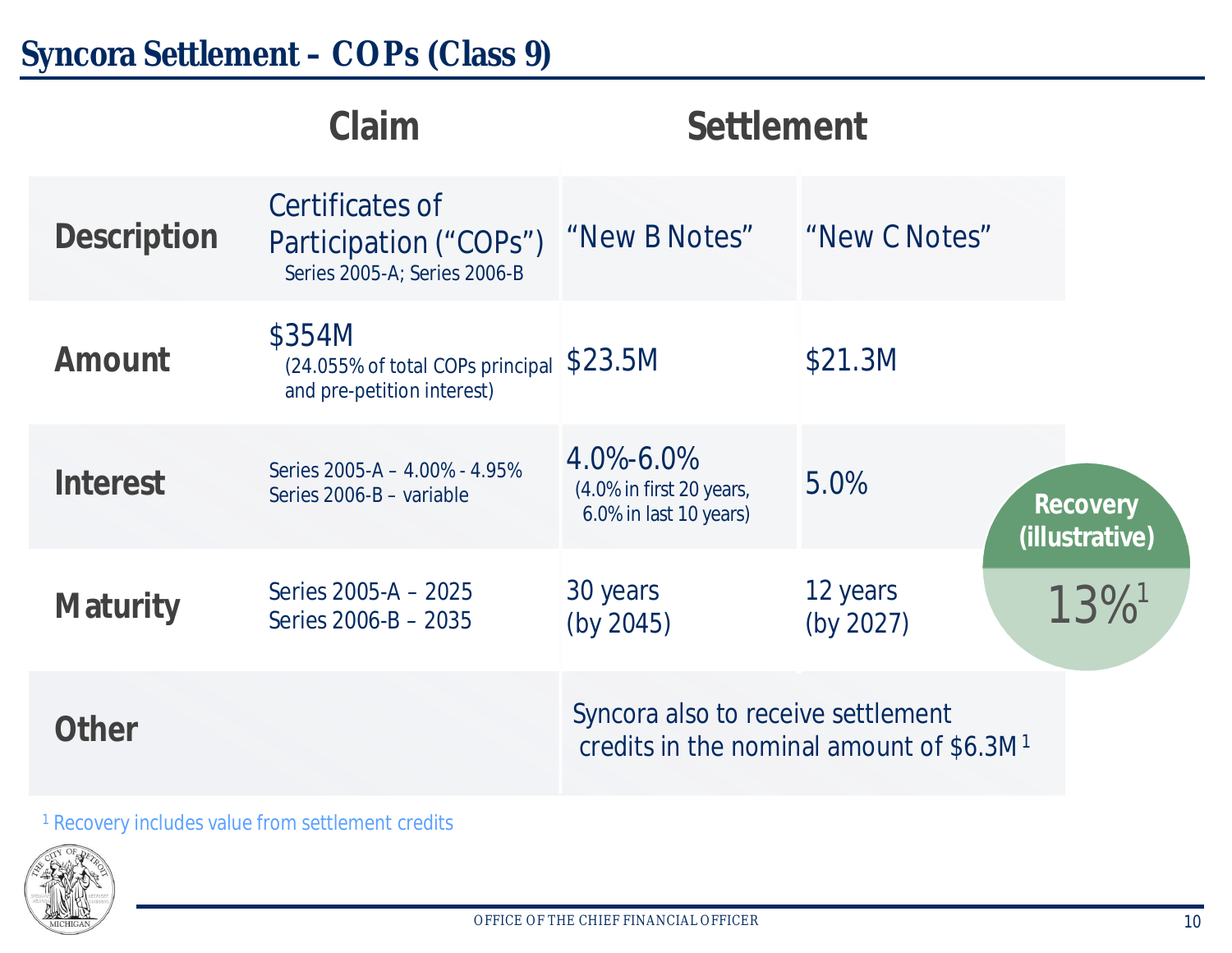# Syncora Settlement – COPs (Class 9)

| | Claim | Settlement | |
|---|---|---|---|
| **Description** | Certificates of Participation ("COPs") Series 2005-A; Series 2006-B | "New B Notes" | "New C Notes" |
| **Amount** | $354M (24.055% of total COPs principal and pre-petition interest) | $23.5M | $21.3M |
| **Interest** | Series 2005-A – 4.00% - 4.95% Series 2006-B – variable | 4.0%-6.0% (4.0% in first 20 years, 6.0% in last 10 years) | 5.0% |
| **Maturity** | Series 2005-A – 2025 Series 2006-B – 2035 | 30 years (by 2045) | 12 years (by 2027) |
| **Other** | | Syncora also to receive settlement credits in the nominal amount of $6.3M[1] | |

**Recovery (illustrative)**

13%[1]

[1] Recovery includes value from settlement credits

OFFICE OF THE CHIEF FINANCIAL OFFICER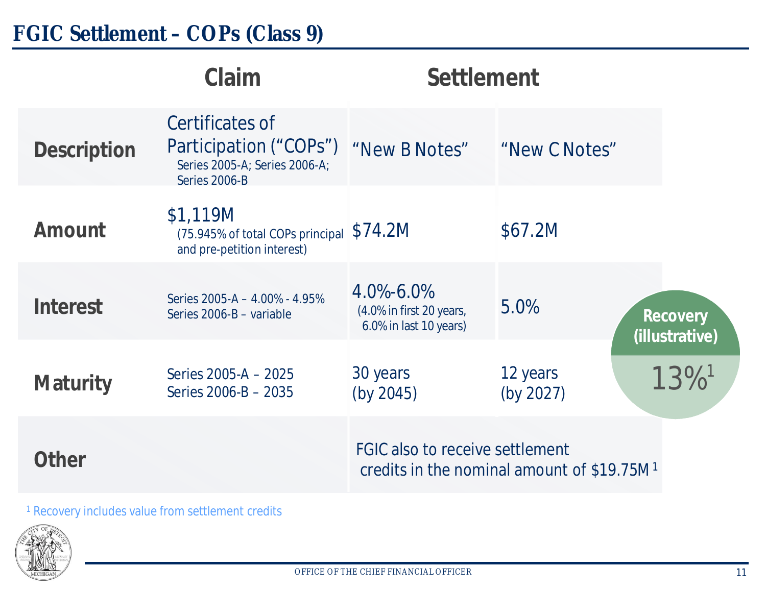# FGIC Settlement – COPs (Class 9)

| | Claim | Settlement | |
|---|---|---|---|
| **Description** | Certificates of Participation ("COPs") Series 2005-A; Series 2006-A; Series 2006-B | "New B Notes" | "New C Notes" |
| **Amount** | $1,119M (75.945% of total COPs principal and pre-petition interest) | $74.2M | $67.2M |
| **Interest** | Series 2005-A – 4.00% - 4.95%<br>Series 2006-B – variable | 4.0%-6.0% (4.0% in first 20 years, 6.0% in last 10 years) | 5.0% |
| **Maturity** | Series 2005-A – 2025<br>Series 2006-B – 2035 | 30 years (by 2045) | 12 years (by 2027) |
| **Other** | | FGIC also to receive settlement credits in the nominal amount of $19.75M [1] | |

**Recovery (illustrative)**

13%[1]

[1] Recovery includes value from settlement credits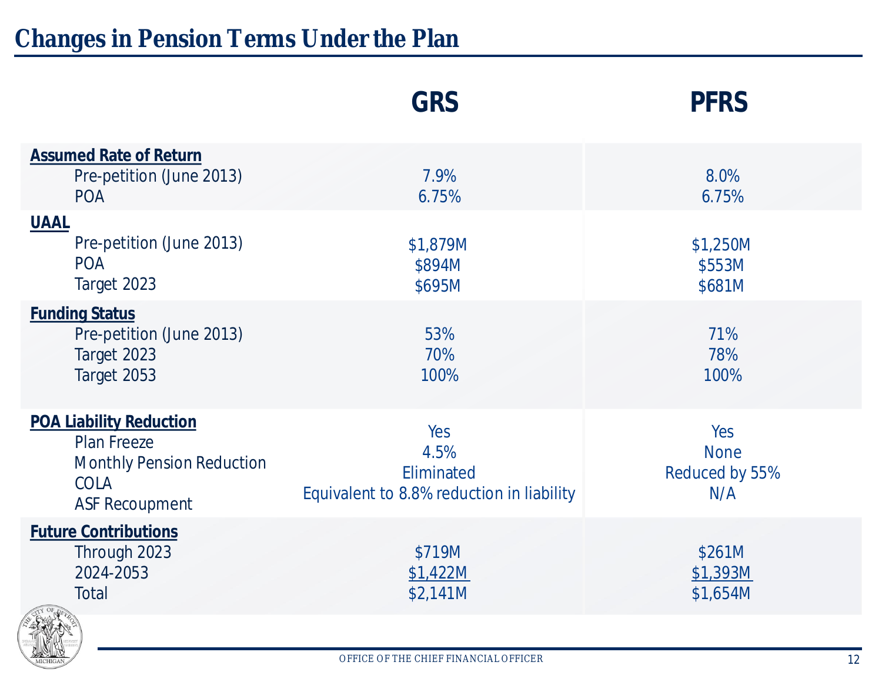# Changes in Pension Terms Under the Plan

| | GRS | PFRS |
|---|---|---|
| **Assumed Rate of Return** | | |
| Pre-petition (June 2013) | 7.9% | 8.0% |
| POA | 6.75% | 6.75% |
| **UAAL** | | |
| Pre-petition (June 2013) | $1,879M | $1,250M |
| POA | $894M | $553M |
| Target 2023 | $695M | $681M |
| **Funding Status** | | |
| Pre-petition (June 2013) | 53% | 71% |
| Target 2023 | 70% | 78% |
| Target 2053 | 100% | 100% |
| **POA Liability Reduction** | | |
| Plan Freeze | Yes | Yes |
| Monthly Pension Reduction | 4.5% | None |
| COLA | Eliminated | Reduced by 55% |
| ASF Recoupment | Equivalent to 8.8% reduction in liability | N/A |
| **Future Contributions** | | |
| Through 2023 | $719M | $261M |
| 2024-2053 | $1,422M | $1,393M |
| Total | $2,141M | $1,654M |

OFFICE OF THE CHIEF FINANCIAL OFFICER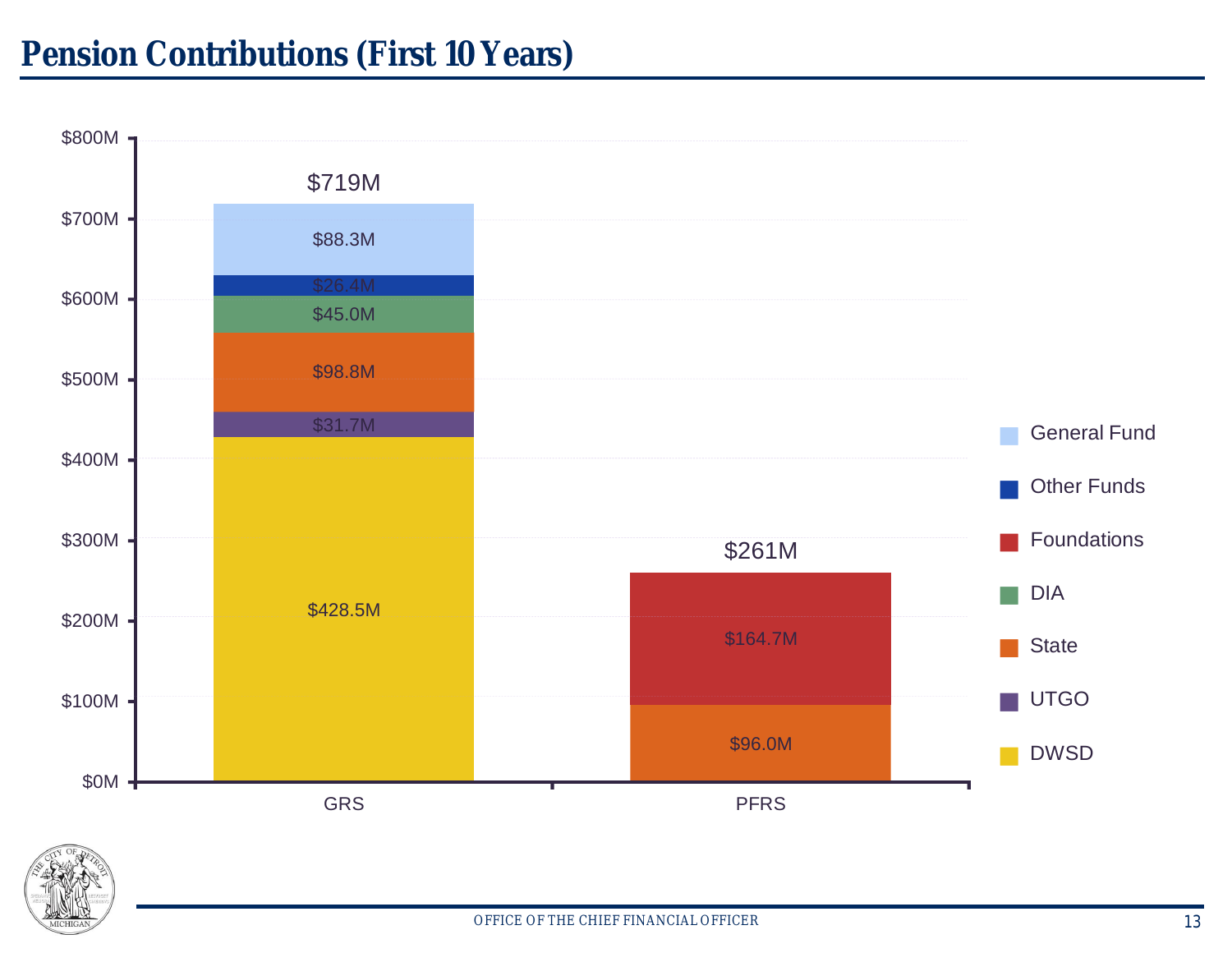# Pension Contributions (First 10 Years)

| | GRS | PFRS |
|---|---|---|
| General Fund | $88.3M | |
| Other Funds | $26.4M | |
| Foundations | | $164.7M |
| DIA | $45.0M | |
| State | $98.8M | $96.0M |
| UTGO | $31.7M | |
| DWSD | $428.5M | |
| **Total** | **$719M** | **$261M** |

OFFICE OF THE CHIEF FINANCIAL OFFICER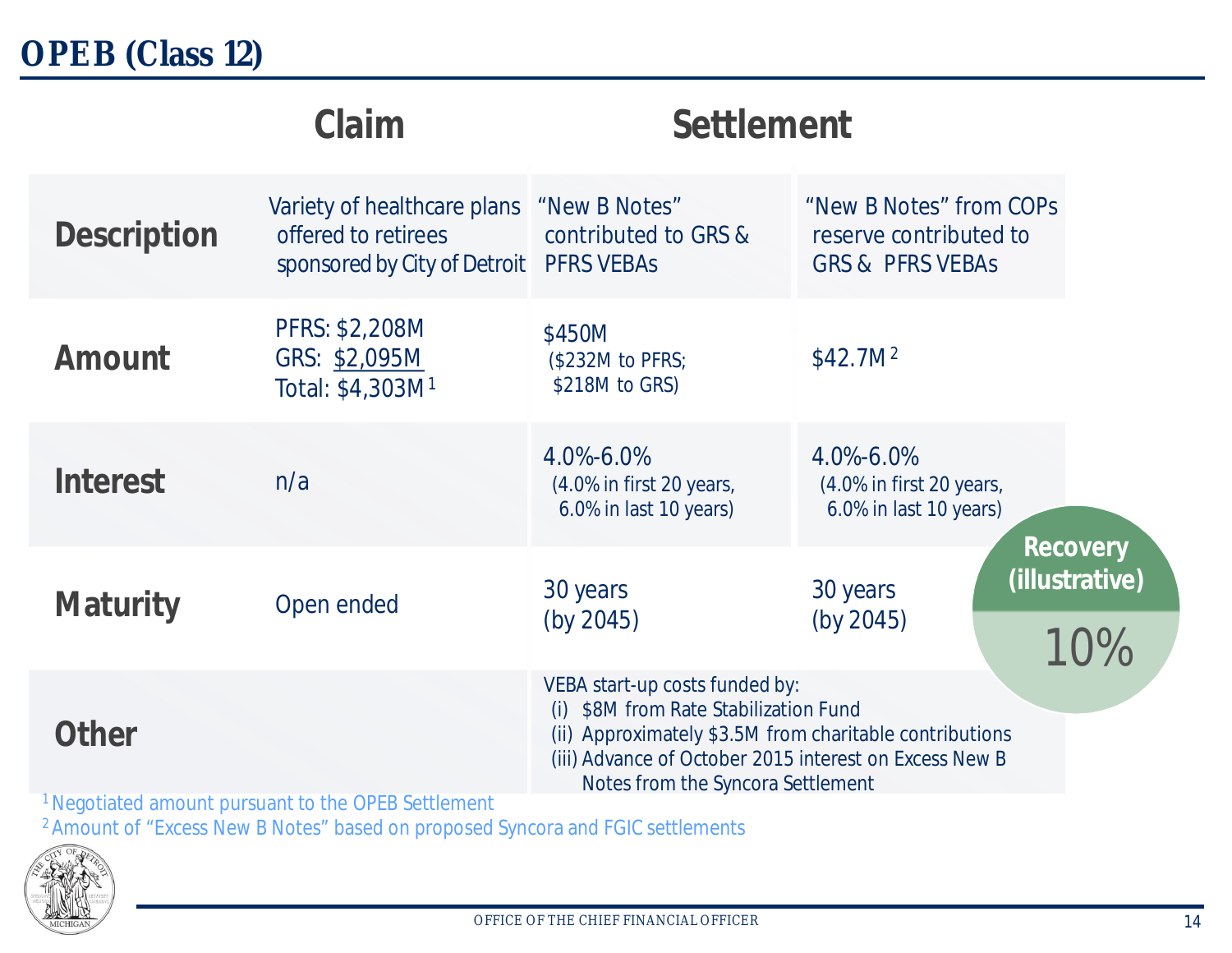# OPEB (Class 12)

| | Claim | Settlement | |
|---|---|---|---|
| **Description** | Variety of healthcare plans offered to retirees sponsored by City of Detroit | "New B Notes" contributed to GRS & PFRS VEBAs | "New B Notes" from COPs reserve contributed to GRS & PFRS VEBAs |
| **Amount** | PFRS: $2,208M<br>GRS: $2,095M<br>Total: $4,303M [1] | $450M<br>($232M to PFRS; $218M to GRS) | $42.7M [2] |
| **Interest** | n/a | 4.0%-6.0%<br>(4.0% in first 20 years, 6.0% in last 10 years) | 4.0%-6.0%<br>(4.0% in first 20 years, 6.0% in last 10 years) |
| **Maturity** | Open ended | 30 years<br>(by 2045) | 30 years<br>(by 2045) |
| **Other** | | VEBA start-up costs funded by:<br>(i) $8M from Rate Stabilization Fund<br>(ii) Approximately $3.5M from charitable contributions<br>(iii) Advance of October 2015 interest on Excess New B Notes from the Syncora Settlement | |

**Recovery (illustrative)**

10%

[1] Negotiated amount pursuant to the OPEB Settlement

[2] Amount of "Excess New B Notes" based on proposed Syncora and FGIC settlements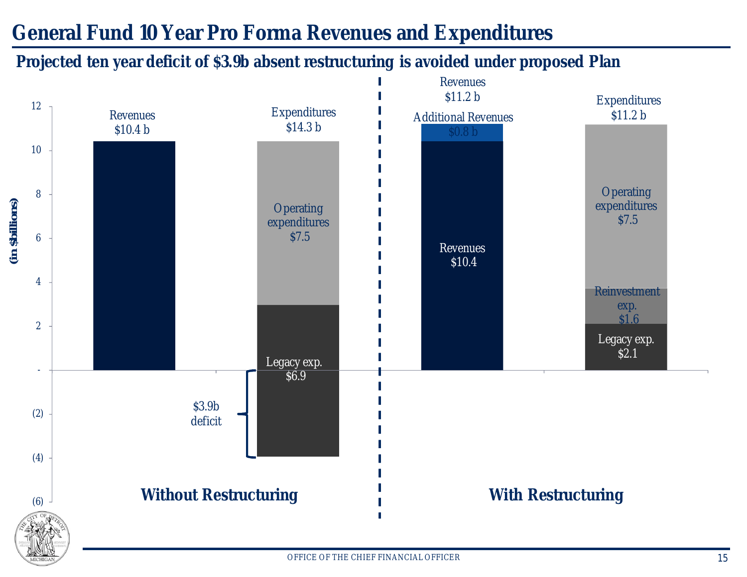# General Fund 10 Year Pro Forma Revenues and Expenditures

## Projected ten year deficit of $3.9b absent restructuring is avoided under proposed Plan

(in $ billions)

**Without Restructuring**

- Revenues $10.4 b
- Expenditures $14.3 b
  - Operating expenditures $7.5
  - Legacy exp. $6.9
- $3.9b deficit

**With Restructuring**

- Revenues $11.2 b
  - Revenues $10.4
  - Additional Revenues $0.8 b
- Expenditures $11.2 b
  - Operating expenditures $7.5
  - Reinvestment exp. $1.6
  - Legacy exp. $2.1

OFFICE OF THE CHIEF FINANCIAL OFFICER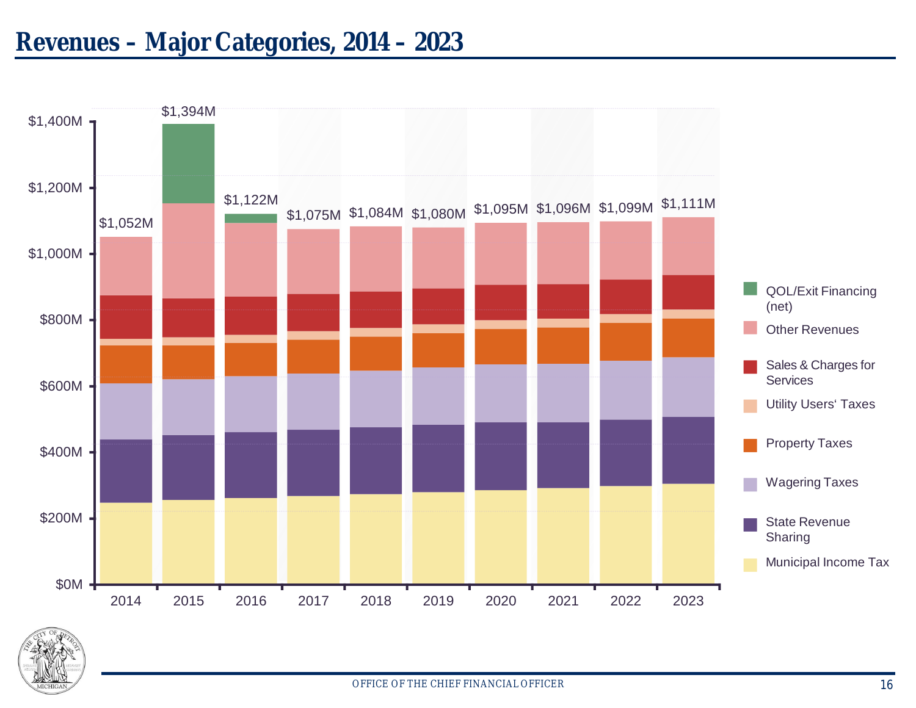# Revenues – Major Categories, 2014 – 2023

| Year | Total |
|---|---|
| 2014 | $1,052M |
| 2015 | $1,394M |
| 2016 | $1,122M |
| 2017 | $1,075M |
| 2018 | $1,084M |
| 2019 | $1,080M |
| 2020 | $1,095M |
| 2021 | $1,096M |
| 2022 | $1,099M |
| 2023 | $1,111M |

Legend: QOL/Exit Financing (net); Other Revenues; Sales & Charges for Services; Utility Users' Taxes; Property Taxes; Wagering Taxes; State Revenue Sharing; Municipal Income Tax

OFFICE OF THE CHIEF FINANCIAL OFFICER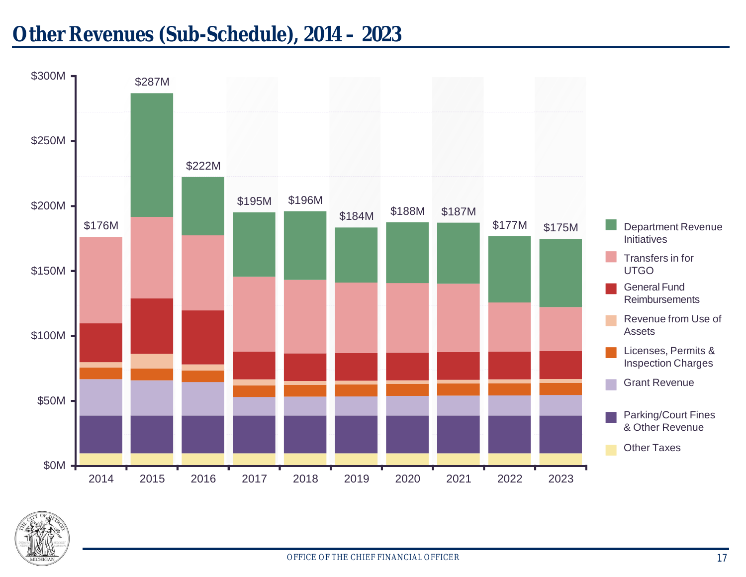# Other Revenues (Sub-Schedule), 2014 – 2023

| Year | Total |
|---|---|
| 2014 | $176M |
| 2015 | $287M |
| 2016 | $222M |
| 2017 | $195M |
| 2018 | $196M |
| 2019 | $184M |
| 2020 | $188M |
| 2021 | $187M |
| 2022 | $177M |
| 2023 | $175M |

Legend:
- Department Revenue Initiatives
- Transfers in for UTGO
- General Fund Reimbursements
- Revenue from Use of Assets
- Licenses, Permits & Inspection Charges
- Grant Revenue
- Parking/Court Fines & Other Revenue
- Other Taxes

OFFICE OF THE CHIEF FINANCIAL OFFICER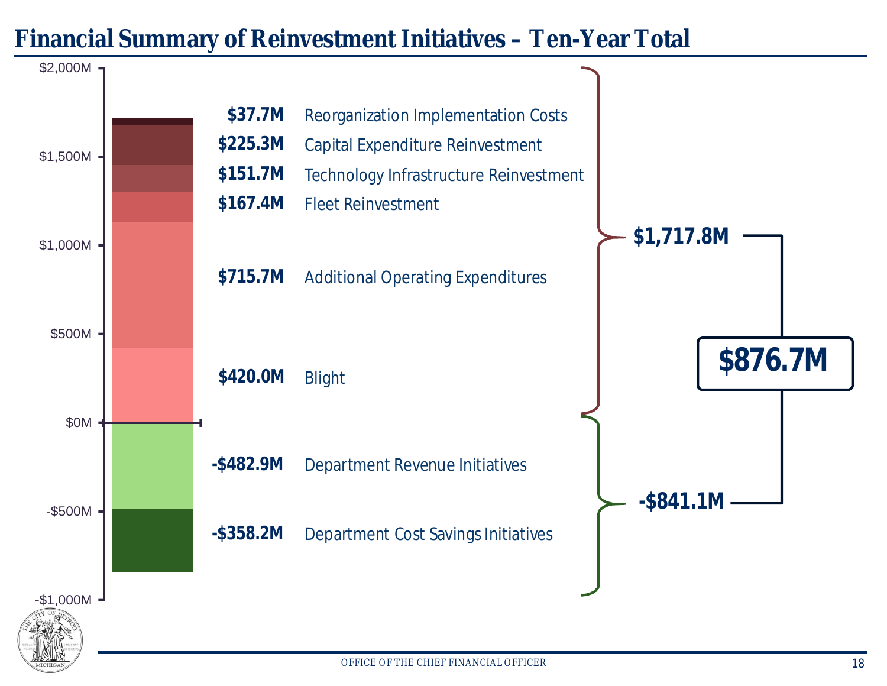# Financial Summary of Reinvestment Initiatives – Ten-Year Total

| Amount | Initiative |
| --- | --- |
| $37.7M | Reorganization Implementation Costs |
| $225.3M | Capital Expenditure Reinvestment |
| $151.7M | Technology Infrastructure Reinvestment |
| $167.4M | Fleet Reinvestment |
| $715.7M | Additional Operating Expenditures |
| $420.0M | Blight |
| **$1,717.8M** | |
| -$482.9M | Department Revenue Initiatives |
| -$358.2M | Department Cost Savings Initiatives |
| **-$841.1M** | |
| **$876.7M** | |

OFFICE OF THE CHIEF FINANCIAL OFFICER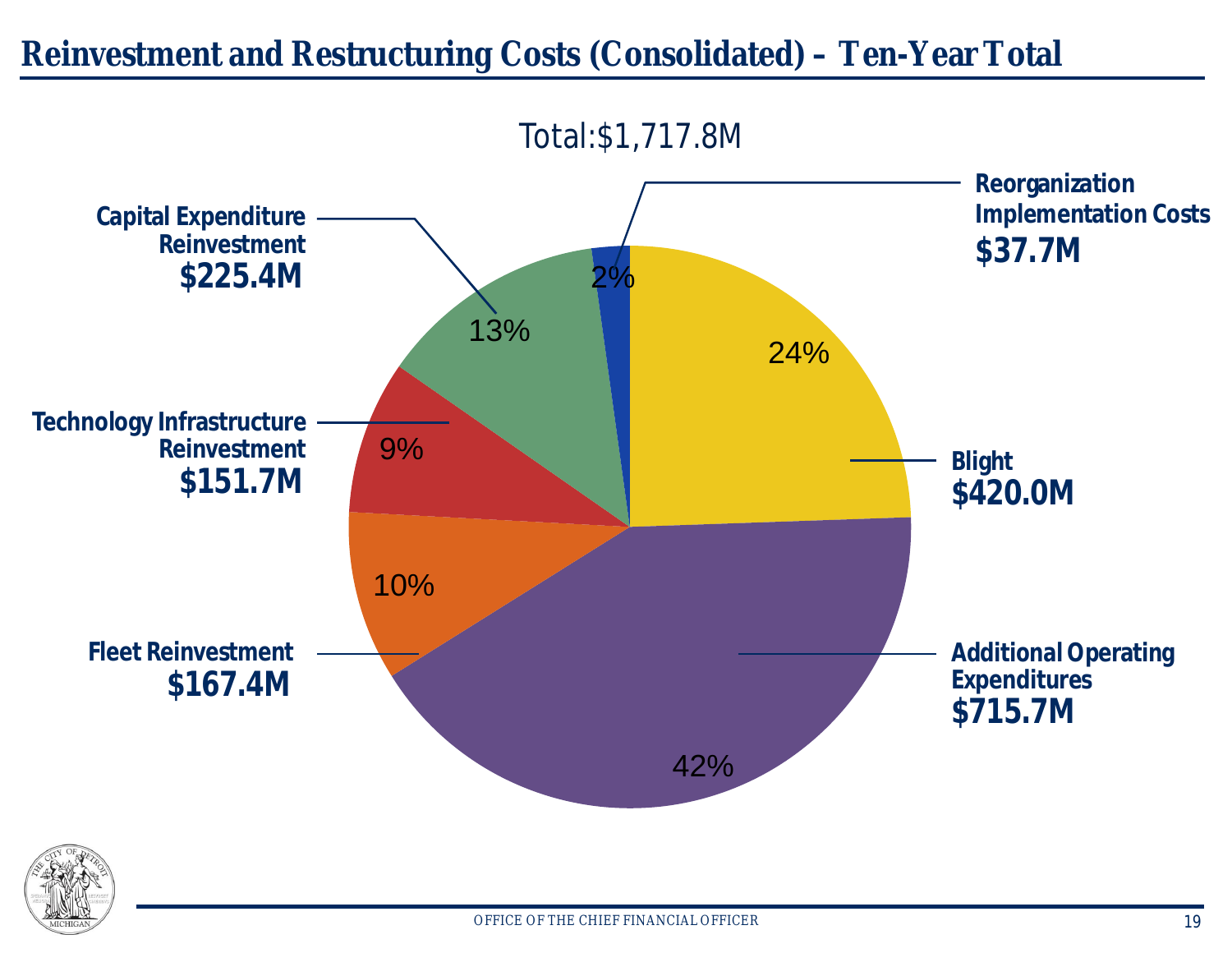# Reinvestment and Restructuring Costs (Consolidated) – Ten-Year Total

Total:$1,717.8M

| Category | Amount | Percentage |
|---|---|---|
| Reorganization Implementation Costs | $37.7M | 2% |
| Blight | $420.0M | 24% |
| Additional Operating Expenditures | $715.7M | 42% |
| Fleet Reinvestment | $167.4M | 10% |
| Technology Infrastructure Reinvestment | $151.7M | 9% |
| Capital Expenditure Reinvestment | $225.4M | 13% |

OFFICE OF THE CHIEF FINANCIAL OFFICER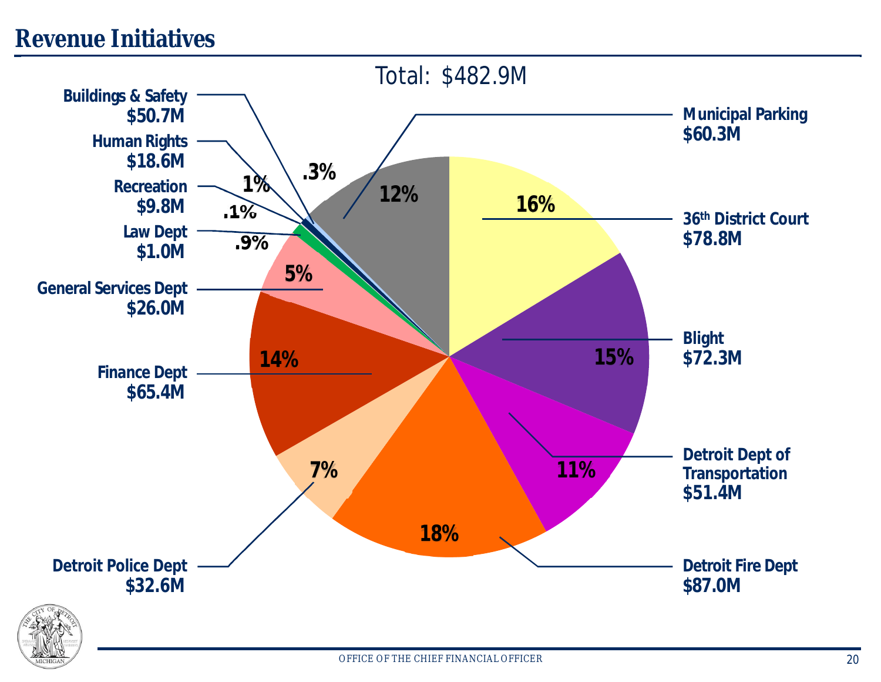# Revenue Initiatives

Total: $482.9M

| Department | Amount | Percent |
|---|---|---|
| Municipal Parking | $60.3M | 12% |
| 36th District Court | $78.8M | 16% |
| Blight | $72.3M | 15% |
| Detroit Dept of Transportation | $51.4M | 11% |
| Detroit Fire Dept | $87.0M | 18% |
| Detroit Police Dept | $32.6M | 7% |
| Finance Dept | $65.4M | 14% |
| General Services Dept | $26.0M | 5% |
| Law Dept | $1.0M | .9% |
| Recreation | $9.8M | .1% |
| Human Rights | $18.6M | 1% |
| Buildings & Safety | $50.7M | .3% |

OFFICE OF THE CHIEF FINANCIAL OFFICER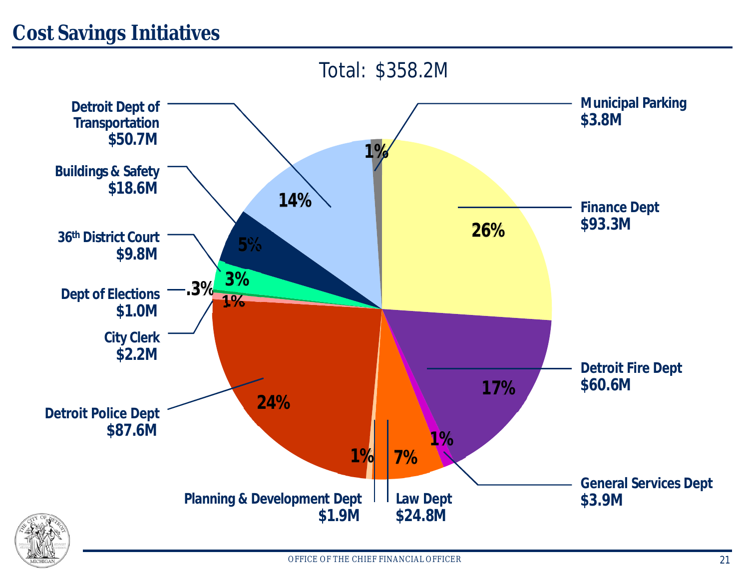# Cost Savings Initiatives

Total: $358.2M

| Department | Amount | Percent |
| --- | --- | --- |
| Municipal Parking | $3.8M | 1% |
| Finance Dept | $93.3M | 26% |
| Detroit Fire Dept | $60.6M | 17% |
| General Services Dept | $3.9M | 1% |
| Law Dept | $24.8M | 7% |
| Planning & Development Dept | $1.9M | 1% |
| Detroit Police Dept | $87.6M | 24% |
| City Clerk | $2.2M | 1% |
| Dept of Elections | $1.0M | .3% |
| 36th District Court | $9.8M | 3% |
| Buildings & Safety | $18.6M | 5% |
| Detroit Dept of Transportation | $50.7M | 14% |

OFFICE OF THE CHIEF FINANCIAL OFFICER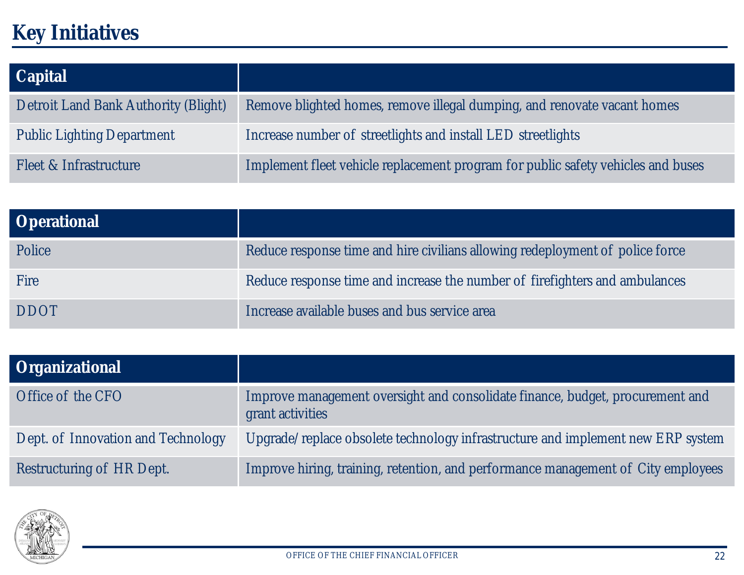# Key Initiatives

| Capital | |
|---|---|
| Detroit Land Bank Authority (Blight) | Remove blighted homes, remove illegal dumping, and renovate vacant homes |
| Public Lighting Department | Increase number of streetlights and install LED streetlights |
| Fleet & Infrastructure | Implement fleet vehicle replacement program for public safety vehicles and buses |

| Operational | |
|---|---|
| Police | Reduce response time and hire civilians allowing redeployment of police force |
| Fire | Reduce response time and increase the number of firefighters and ambulances |
| DDOT | Increase available buses and bus service area |

| Organizational | |
|---|---|
| Office of the CFO | Improve management oversight and consolidate finance, budget, procurement and grant activities |
| Dept. of Innovation and Technology | Upgrade/replace obsolete technology infrastructure and implement new ERP system |
| Restructuring of HR Dept. | Improve hiring, training, retention, and performance management of City employees |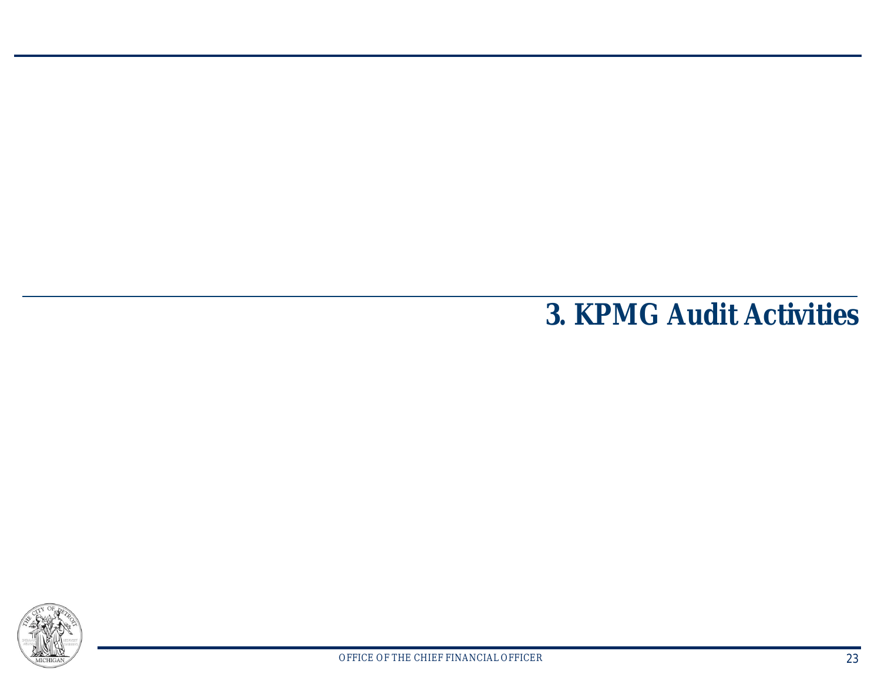# 3. KPMG Audit Activities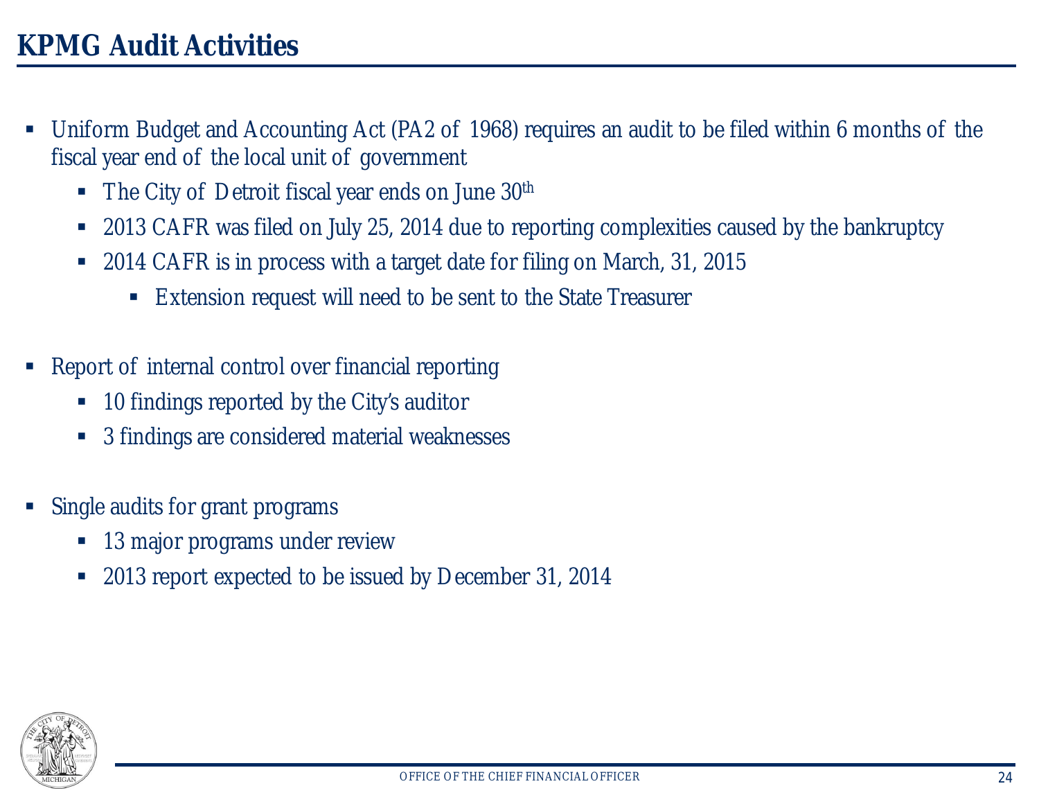# KPMG Audit Activities

- Uniform Budget and Accounting Act (PA2 of 1968) requires an audit to be filed within 6 months of the fiscal year end of the local unit of government
  - The City of Detroit fiscal year ends on June 30th
  - 2013 CAFR was filed on July 25, 2014 due to reporting complexities caused by the bankruptcy
  - 2014 CAFR is in process with a target date for filing on March, 31, 2015
    - Extension request will need to be sent to the State Treasurer

- Report of internal control over financial reporting
  - 10 findings reported by the City's auditor
  - 3 findings are considered material weaknesses

- Single audits for grant programs
  - 13 major programs under review
  - 2013 report expected to be issued by December 31, 2014